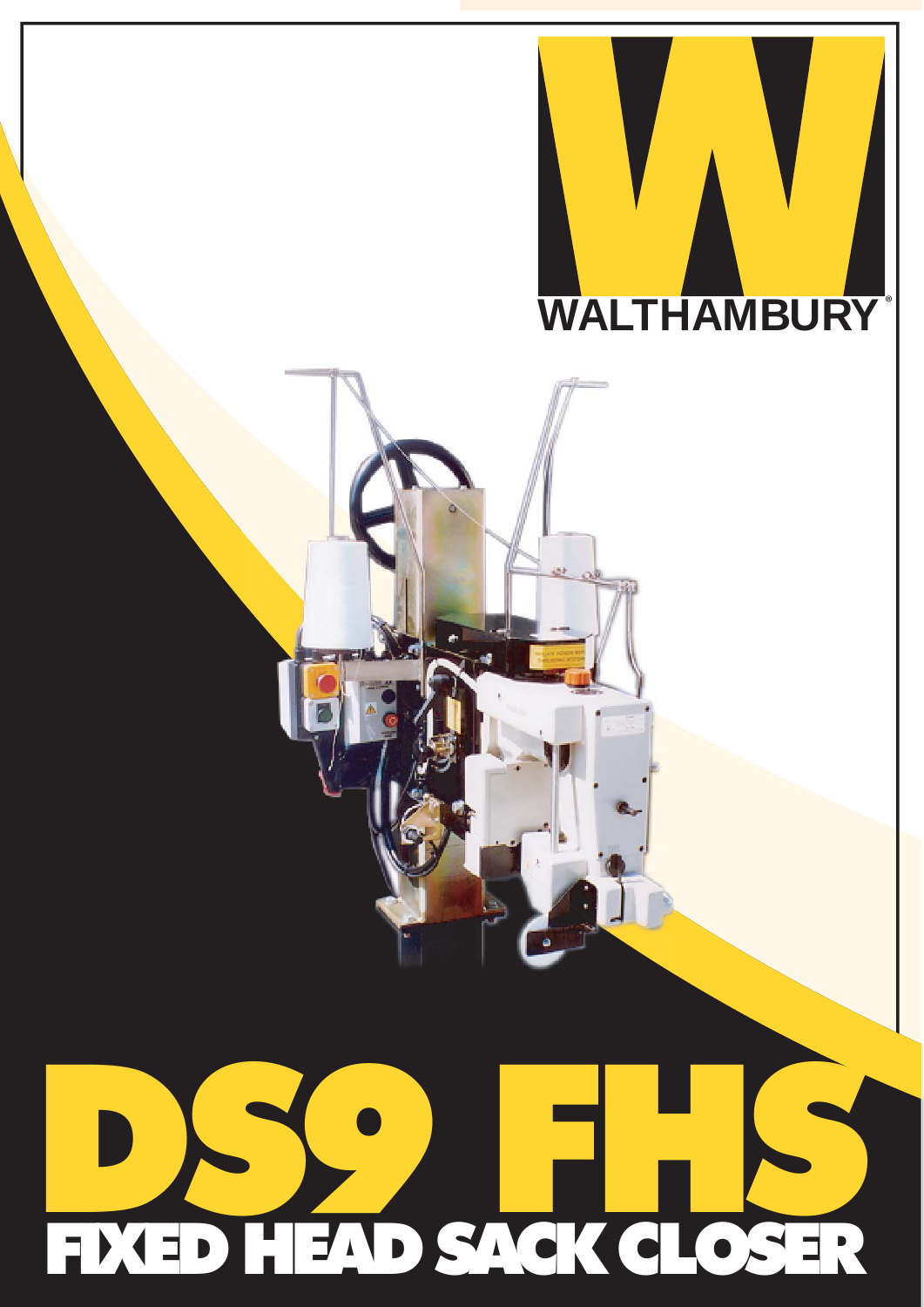WALTHAMBURY®

# DS9 FHS

## FIXED HEAD SACK CLOSER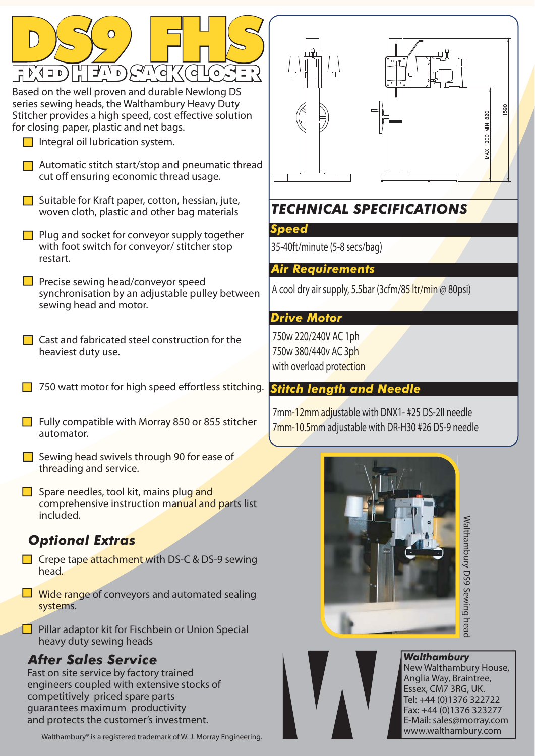# DS9 FHS

## FIXED HEAD SACK CLOSER

Based on the well proven and durable Newlong DS series sewing heads, the Walthambury Heavy Duty Stitcher provides a high speed, cost effective solution for closing paper, plastic and net bags.

- Integral oil lubrication system.
- Automatic stitch start/stop and pneumatic thread cut off ensuring economic thread usage.
- Suitable for Kraft paper, cotton, hessian, jute, woven cloth, plastic and other bag materials
- Plug and socket for conveyor supply together with foot switch for conveyor/ stitcher stop restart.
- Precise sewing head/conveyor speed synchronisation by an adjustable pulley between sewing head and motor.
- Cast and fabricated steel construction for the heaviest duty use.
- 750 watt motor for high speed effortless stitching.
- Fully compatible with Morray 850 or 855 stitcher automator.
- Sewing head swivels through 90 for ease of threading and service.
- Spare needles, tool kit, mains plug and comprehensive instruction manual and parts list included.

## Optional Extras

- Crepe tape attachment with DS-C & DS-9 sewing head.
- Wide range of conveyors and automated sealing systems.
- Pillar adaptor kit for Fischbein or Union Special heavy duty sewing heads

## After Sales Service

Fast on site service by factory trained engineers coupled with extensive stocks of competitively priced spare parts guarantees maximum productivity and protects the customer's investment.

Walthambury® is a registered trademark of W. J. Morray Engineering.

MAX 1200 MIN 820

1590

## TECHNICAL SPECIFICATIONS

### Speed

35-40ft/minute (5-8 secs/bag)

### Air Requirements

A cool dry air supply, 5.5bar (3cfm/85 ltr/min @ 80psi)

### Drive Motor

750w 220/240V AC 1ph
750w 380/440v AC 3ph
with overload protection

### Stitch length and Needle

7mm-12mm adjustable with DNX1- #25 DS-2II needle
7mm-10.5mm adjustable with DR-H30 #26 DS-9 needle

Walthambury DS9 Sewing head

**Walthambury**
New Walthambury House,
Anglia Way, Braintree,
Essex, CM7 3RG, UK.
Tel: +44 (0)1376 322722
Fax: +44 (0)1376 323277
E-Mail: sales@morray.com
www.walthambury.com